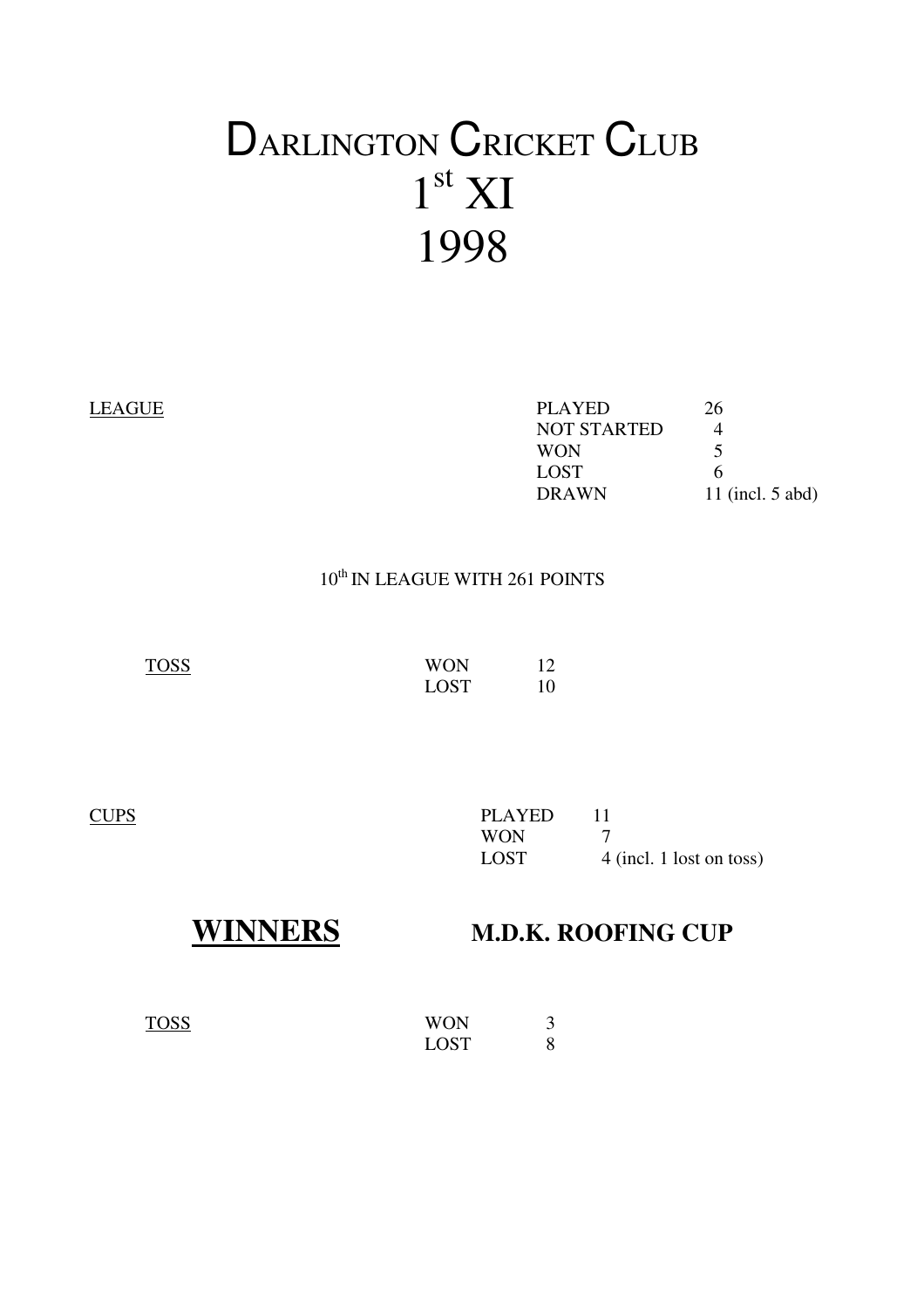# DARLINGTON CRICKET CLUB
# 1st XI
# 1998

LEAGUE

| | |
|---|---|
| PLAYED | 26 |
| NOT STARTED | 4 |
| WON | 5 |
| LOST | 6 |
| DRAWN | 11 (incl. 5 abd) |

10th IN LEAGUE WITH 261 POINTS

TOSS

| | |
|---|---|
| WON | 12 |
| LOST | 10 |

CUPS

| | |
|---|---|
| PLAYED | 11 |
| WON | 7 |
| LOST | 4 (incl. 1 lost on toss) |

## **WINNERS** **M.D.K. ROOFING CUP**

TOSS

| | |
|---|---|
| WON | 3 |
| LOST | 8 |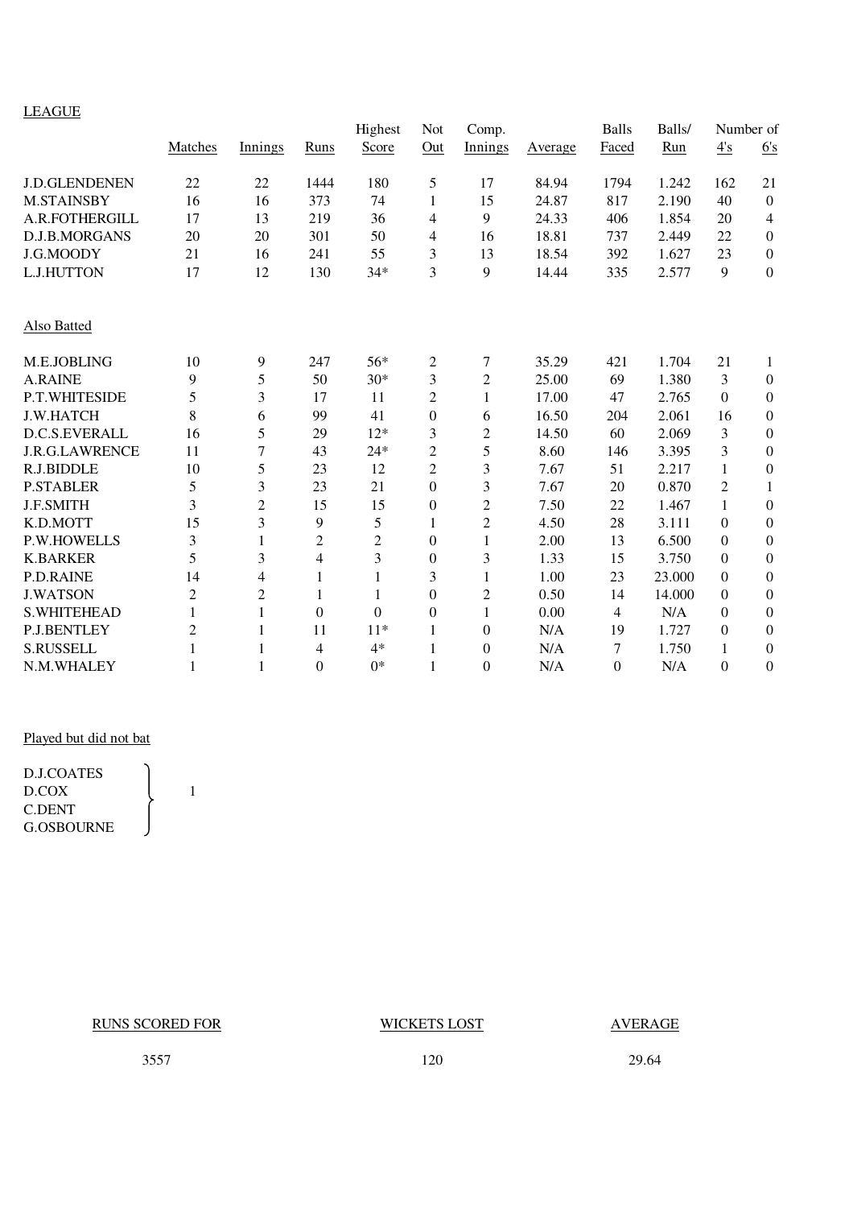LEAGUE

| | Matches | Innings | Runs | Highest Score | Not Out | Comp. Innings | Average | Balls Faced | Balls/ Run | Number of 4's | 6's |
|---|---|---|---|---|---|---|---|---|---|---|---|
| J.D.GLENDENEN | 22 | 22 | 1444 | 180 | 5 | 17 | 84.94 | 1794 | 1.242 | 162 | 21 |
| M.STAINSBY | 16 | 16 | 373 | 74 | 1 | 15 | 24.87 | 817 | 2.190 | 40 | 0 |
| A.R.FOTHERGILL | 17 | 13 | 219 | 36 | 4 | 9 | 24.33 | 406 | 1.854 | 20 | 4 |
| D.J.B.MORGANS | 20 | 20 | 301 | 50 | 4 | 16 | 18.81 | 737 | 2.449 | 22 | 0 |
| J.G.MOODY | 21 | 16 | 241 | 55 | 3 | 13 | 18.54 | 392 | 1.627 | 23 | 0 |
| L.J.HUTTON | 17 | 12 | 130 | 34* | 3 | 9 | 14.44 | 335 | 2.577 | 9 | 0 |

Also Batted

| | Matches | Innings | Runs | Highest Score | Not Out | Comp. Innings | Average | Balls Faced | Balls/ Run | 4's | 6's |
|---|---|---|---|---|---|---|---|---|---|---|---|
| M.E.JOBLING | 10 | 9 | 247 | 56* | 2 | 7 | 35.29 | 421 | 1.704 | 21 | 1 |
| A.RAINE | 9 | 5 | 50 | 30* | 3 | 2 | 25.00 | 69 | 1.380 | 3 | 0 |
| P.T.WHITESIDE | 5 | 3 | 17 | 11 | 2 | 1 | 17.00 | 47 | 2.765 | 0 | 0 |
| J.W.HATCH | 8 | 6 | 99 | 41 | 0 | 6 | 16.50 | 204 | 2.061 | 16 | 0 |
| D.C.S.EVERALL | 16 | 5 | 29 | 12* | 3 | 2 | 14.50 | 60 | 2.069 | 3 | 0 |
| J.R.G.LAWRENCE | 11 | 7 | 43 | 24* | 2 | 5 | 8.60 | 146 | 3.395 | 3 | 0 |
| R.J.BIDDLE | 10 | 5 | 23 | 12 | 2 | 3 | 7.67 | 51 | 2.217 | 1 | 0 |
| P.STABLER | 5 | 3 | 23 | 21 | 0 | 3 | 7.67 | 20 | 0.870 | 2 | 1 |
| J.F.SMITH | 3 | 2 | 15 | 15 | 0 | 2 | 7.50 | 22 | 1.467 | 1 | 0 |
| K.D.MOTT | 15 | 3 | 9 | 5 | 1 | 2 | 4.50 | 28 | 3.111 | 0 | 0 |
| P.W.HOWELLS | 3 | 1 | 2 | 2 | 0 | 1 | 2.00 | 13 | 6.500 | 0 | 0 |
| K.BARKER | 5 | 3 | 4 | 3 | 0 | 3 | 1.33 | 15 | 3.750 | 0 | 0 |
| P.D.RAINE | 14 | 4 | 1 | 1 | 3 | 1 | 1.00 | 23 | 23.000 | 0 | 0 |
| J.WATSON | 2 | 2 | 1 | 1 | 0 | 2 | 0.50 | 14 | 14.000 | 0 | 0 |
| S.WHITEHEAD | 1 | 1 | 0 | 0 | 0 | 1 | 0.00 | 4 | N/A | 0 | 0 |
| P.J.BENTLEY | 2 | 1 | 11 | 11* | 1 | 0 | N/A | 19 | 1.727 | 0 | 0 |
| S.RUSSELL | 1 | 1 | 4 | 4* | 1 | 0 | N/A | 7 | 1.750 | 1 | 0 |
| N.M.WHALEY | 1 | 1 | 0 | 0* | 1 | 0 | N/A | 0 | N/A | 0 | 0 |

Played but did not bat

| | Matches |
|---|---|
| D.J.COATES | 1 |
| D.COX | 1 |
| C.DENT | 1 |
| G.OSBOURNE | 1 |

| RUNS SCORED FOR | WICKETS LOST | AVERAGE |
|---|---|---|
| 3557 | 120 | 29.64 |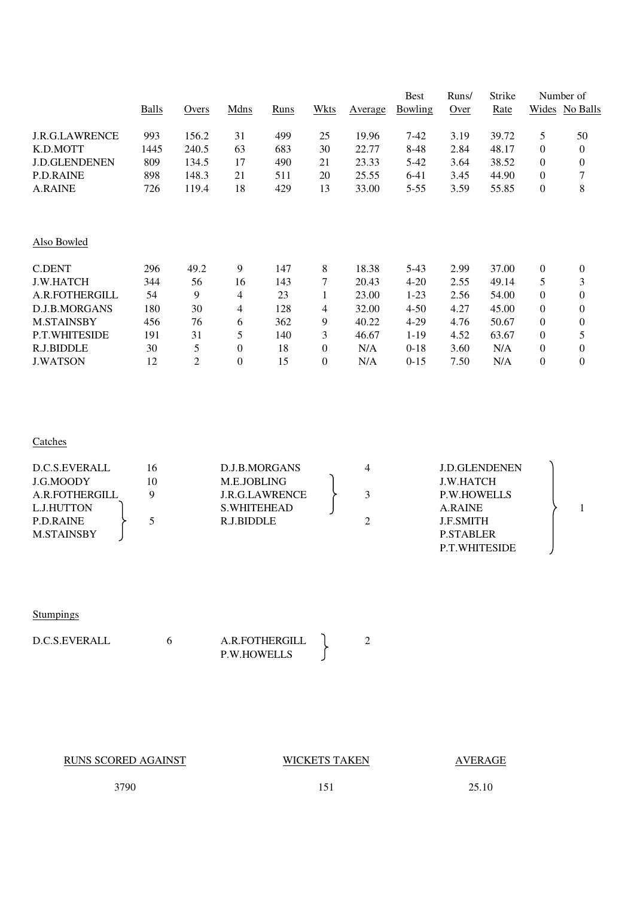| | Balls | Overs | Mdns | Runs | Wkts | Average | Best Bowling | Runs/ Over | Strike Rate | Number of Wides | Number of No Balls |
|---|---|---|---|---|---|---|---|---|---|---|---|
| J.R.G.LAWRENCE | 993 | 156.2 | 31 | 499 | 25 | 19.96 | 7-42 | 3.19 | 39.72 | 5 | 50 |
| K.D.MOTT | 1445 | 240.5 | 63 | 683 | 30 | 22.77 | 8-48 | 2.84 | 48.17 | 0 | 0 |
| J.D.GLENDENEN | 809 | 134.5 | 17 | 490 | 21 | 23.33 | 5-42 | 3.64 | 38.52 | 0 | 0 |
| P.D.RAINE | 898 | 148.3 | 21 | 511 | 20 | 25.55 | 6-41 | 3.45 | 44.90 | 0 | 7 |
| A.RAINE | 726 | 119.4 | 18 | 429 | 13 | 33.00 | 5-55 | 3.59 | 55.85 | 0 | 8 |

## Also Bowled

| | Balls | Overs | Mdns | Runs | Wkts | Average | Best Bowling | Runs/ Over | Strike Rate | Wides | No Balls |
|---|---|---|---|---|---|---|---|---|---|---|---|
| C.DENT | 296 | 49.2 | 9 | 147 | 8 | 18.38 | 5-43 | 2.99 | 37.00 | 0 | 0 |
| J.W.HATCH | 344 | 56 | 16 | 143 | 7 | 20.43 | 4-20 | 2.55 | 49.14 | 5 | 3 |
| A.R.FOTHERGILL | 54 | 9 | 4 | 23 | 1 | 23.00 | 1-23 | 2.56 | 54.00 | 0 | 0 |
| D.J.B.MORGANS | 180 | 30 | 4 | 128 | 4 | 32.00 | 4-50 | 4.27 | 45.00 | 0 | 0 |
| M.STAINSBY | 456 | 76 | 6 | 362 | 9 | 40.22 | 4-29 | 4.76 | 50.67 | 0 | 0 |
| P.T.WHITESIDE | 191 | 31 | 5 | 140 | 3 | 46.67 | 1-19 | 4.52 | 63.67 | 0 | 5 |
| R.J.BIDDLE | 30 | 5 | 0 | 18 | 0 | N/A | 0-18 | 3.60 | N/A | 0 | 0 |
| J.WATSON | 12 | 2 | 0 | 15 | 0 | N/A | 0-15 | 7.50 | N/A | 0 | 0 |

## Catches

| Player | Catches |
|---|---|
| D.C.S.EVERALL | 16 |
| J.G.MOODY | 10 |
| A.R.FOTHERGILL | 9 |
| L.J.HUTTON, P.D.RAINE, M.STAINSBY | 5 |
| D.J.B.MORGANS | 4 |
| M.E.JOBLING, J.R.G.LAWRENCE, S.WHITEHEAD | 3 |
| R.J.BIDDLE | 2 |
| J.D.GLENDENEN, J.W.HATCH, P.W.HOWELLS, A.RAINE, J.F.SMITH, P.STABLER, P.T.WHITESIDE | 1 |

## Stumpings

| Player | Stumpings |
|---|---|
| D.C.S.EVERALL | 6 |
| A.R.FOTHERGILL, P.W.HOWELLS | 2 |

| RUNS SCORED AGAINST | WICKETS TAKEN | AVERAGE |
|---|---|---|
| 3790 | 151 | 25.10 |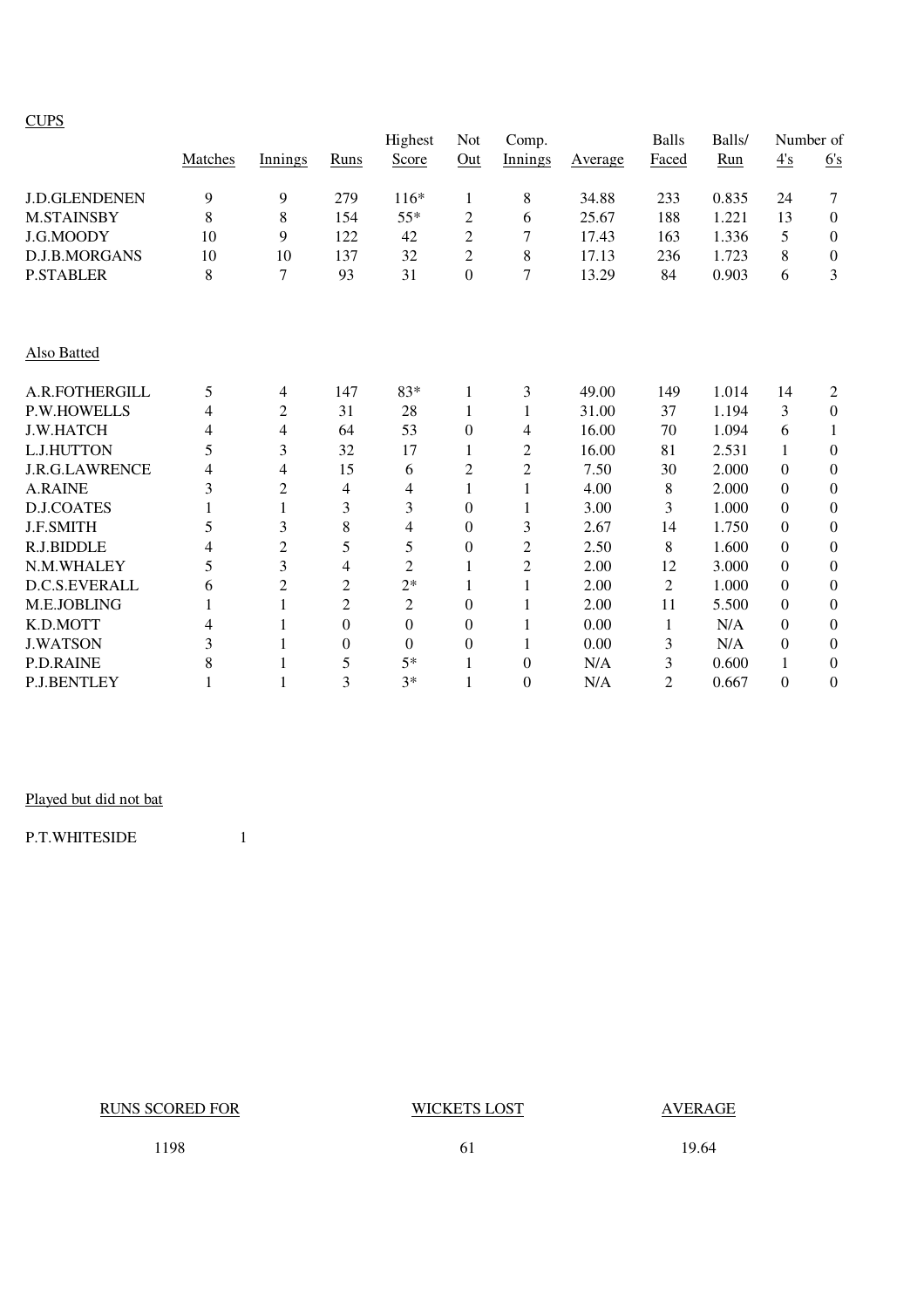CUPS

| | Matches | Innings | Runs | Highest Score | Not Out | Comp. Innings | Average | Balls Faced | Balls/ Run | Number of 4's | 6's |
|---|---|---|---|---|---|---|---|---|---|---|---|
| J.D.GLENDENEN | 9 | 9 | 279 | 116* | 1 | 8 | 34.88 | 233 | 0.835 | 24 | 7 |
| M.STAINSBY | 8 | 8 | 154 | 55* | 2 | 6 | 25.67 | 188 | 1.221 | 13 | 0 |
| J.G.MOODY | 10 | 9 | 122 | 42 | 2 | 7 | 17.43 | 163 | 1.336 | 5 | 0 |
| D.J.B.MORGANS | 10 | 10 | 137 | 32 | 2 | 8 | 17.13 | 236 | 1.723 | 8 | 0 |
| P.STABLER | 8 | 7 | 93 | 31 | 0 | 7 | 13.29 | 84 | 0.903 | 6 | 3 |

Also Batted

| | Matches | Innings | Runs | Highest Score | Not Out | Comp. Innings | Average | Balls Faced | Balls/ Run | 4's | 6's |
|---|---|---|---|---|---|---|---|---|---|---|---|
| A.R.FOTHERGILL | 5 | 4 | 147 | 83* | 1 | 3 | 49.00 | 149 | 1.014 | 14 | 2 |
| P.W.HOWELLS | 4 | 2 | 31 | 28 | 1 | 1 | 31.00 | 37 | 1.194 | 3 | 0 |
| J.W.HATCH | 4 | 4 | 64 | 53 | 0 | 4 | 16.00 | 70 | 1.094 | 6 | 1 |
| L.J.HUTTON | 5 | 3 | 32 | 17 | 1 | 2 | 16.00 | 81 | 2.531 | 1 | 0 |
| J.R.G.LAWRENCE | 4 | 4 | 15 | 6 | 2 | 2 | 7.50 | 30 | 2.000 | 0 | 0 |
| A.RAINE | 3 | 2 | 4 | 4 | 1 | 1 | 4.00 | 8 | 2.000 | 0 | 0 |
| D.J.COATES | 1 | 1 | 3 | 3 | 0 | 1 | 3.00 | 3 | 1.000 | 0 | 0 |
| J.F.SMITH | 5 | 3 | 8 | 4 | 0 | 3 | 2.67 | 14 | 1.750 | 0 | 0 |
| R.J.BIDDLE | 4 | 2 | 5 | 5 | 0 | 2 | 2.50 | 8 | 1.600 | 0 | 0 |
| N.M.WHALEY | 5 | 3 | 4 | 2 | 1 | 2 | 2.00 | 12 | 3.000 | 0 | 0 |
| D.C.S.EVERALL | 6 | 2 | 2 | 2* | 1 | 1 | 2.00 | 2 | 1.000 | 0 | 0 |
| M.E.JOBLING | 1 | 1 | 2 | 2 | 0 | 1 | 2.00 | 11 | 5.500 | 0 | 0 |
| K.D.MOTT | 4 | 1 | 0 | 0 | 0 | 1 | 0.00 | 1 | N/A | 0 | 0 |
| J.WATSON | 3 | 1 | 0 | 0 | 0 | 1 | 0.00 | 3 | N/A | 0 | 0 |
| P.D.RAINE | 8 | 1 | 5 | 5* | 1 | 0 | N/A | 3 | 0.600 | 1 | 0 |
| P.J.BENTLEY | 1 | 1 | 3 | 3* | 1 | 0 | N/A | 2 | 0.667 | 0 | 0 |

Played but did not bat

| | |
|---|---|
| P.T.WHITESIDE | 1 |

| RUNS SCORED FOR | WICKETS LOST | AVERAGE |
|---|---|---|
| 1198 | 61 | 19.64 |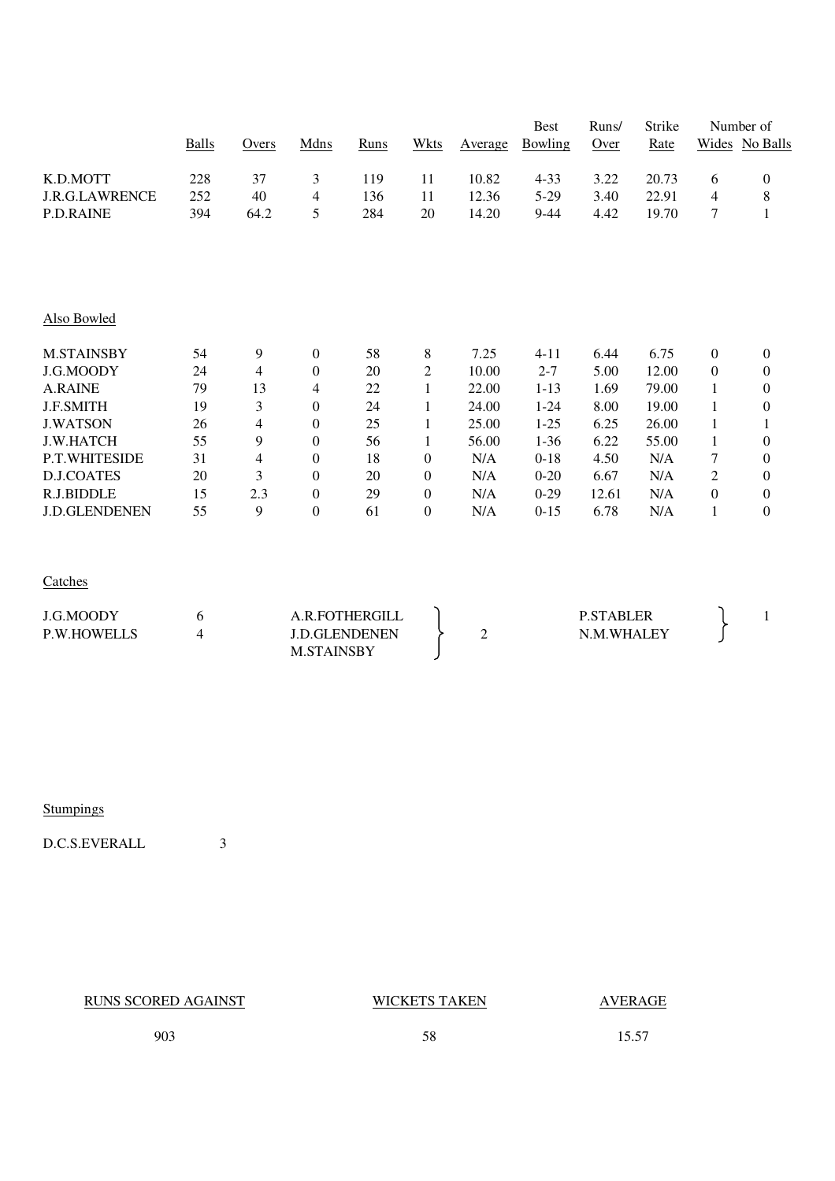| | Balls | Overs | Mdns | Runs | Wkts | Average | Best Bowling | Runs/ Over | Strike Rate | Number of Wides | No Balls |
|---|---|---|---|---|---|---|---|---|---|---|---|
| K.D.MOTT | 228 | 37 | 3 | 119 | 11 | 10.82 | 4-33 | 3.22 | 20.73 | 6 | 0 |
| J.R.G.LAWRENCE | 252 | 40 | 4 | 136 | 11 | 12.36 | 5-29 | 3.40 | 22.91 | 4 | 8 |
| P.D.RAINE | 394 | 64.2 | 5 | 284 | 20 | 14.20 | 9-44 | 4.42 | 19.70 | 7 | 1 |

Also Bowled

| | Balls | Overs | Mdns | Runs | Wkts | Average | Best Bowling | Runs/ Over | Strike Rate | Wides | No Balls |
|---|---|---|---|---|---|---|---|---|---|---|---|
| M.STAINSBY | 54 | 9 | 0 | 58 | 8 | 7.25 | 4-11 | 6.44 | 6.75 | 0 | 0 |
| J.G.MOODY | 24 | 4 | 0 | 20 | 2 | 10.00 | 2-7 | 5.00 | 12.00 | 0 | 0 |
| A.RAINE | 79 | 13 | 4 | 22 | 1 | 22.00 | 1-13 | 1.69 | 79.00 | 1 | 0 |
| J.F.SMITH | 19 | 3 | 0 | 24 | 1 | 24.00 | 1-24 | 8.00 | 19.00 | 1 | 0 |
| J.WATSON | 26 | 4 | 0 | 25 | 1 | 25.00 | 1-25 | 6.25 | 26.00 | 1 | 1 |
| J.W.HATCH | 55 | 9 | 0 | 56 | 1 | 56.00 | 1-36 | 6.22 | 55.00 | 1 | 0 |
| P.T.WHITESIDE | 31 | 4 | 0 | 18 | 0 | N/A | 0-18 | 4.50 | N/A | 7 | 0 |
| D.J.COATES | 20 | 3 | 0 | 20 | 0 | N/A | 0-20 | 6.67 | N/A | 2 | 0 |
| R.J.BIDDLE | 15 | 2.3 | 0 | 29 | 0 | N/A | 0-29 | 12.61 | N/A | 0 | 0 |
| J.D.GLENDENEN | 55 | 9 | 0 | 61 | 0 | N/A | 0-15 | 6.78 | N/A | 1 | 0 |

Catches

| Player | Catches |
|---|---|
| J.G.MOODY | 6 |
| P.W.HOWELLS | 4 |
| A.R.FOTHERGILL, J.D.GLENDENEN, M.STAINSBY | 2 |
| P.STABLER, N.M.WHALEY | 1 |

Stumpings

D.C.S.EVERALL 3

| RUNS SCORED AGAINST | WICKETS TAKEN | AVERAGE |
|---|---|---|
| 903 | 58 | 15.57 |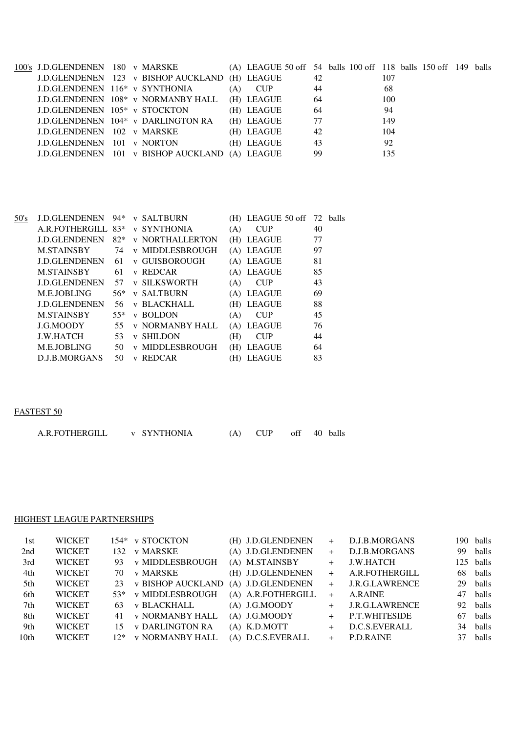## 100's

| Player | Score | Opponent | Venue | Competition | 50 off (balls) | 100 off (balls) | 150 off (balls) |
|---|---|---|---|---|---|---|---|
| J.D.GLENDENEN | 180 | v MARSKE | (A) | LEAGUE | 54 | 118 | 149 |
| J.D.GLENDENEN | 123 | v BISHOP AUCKLAND | (H) | LEAGUE | 42 | 107 | |
| J.D.GLENDENEN | 116* | v SYNTHONIA | (A) | CUP | 44 | 68 | |
| J.D.GLENDENEN | 108* | v NORMANBY HALL | (H) | LEAGUE | 64 | 100 | |
| J.D.GLENDENEN | 105* | v STOCKTON | (H) | LEAGUE | 64 | 94 | |
| J.D.GLENDENEN | 104* | v DARLINGTON RA | (H) | LEAGUE | 77 | 149 | |
| J.D.GLENDENEN | 102 | v MARSKE | (H) | LEAGUE | 42 | 104 | |
| J.D.GLENDENEN | 101 | v NORTON | (H) | LEAGUE | 43 | 92 | |
| J.D.GLENDENEN | 101 | v BISHOP AUCKLAND | (A) | LEAGUE | 99 | 135 | |

## 50's

| Player | Score | Opponent | Venue | Competition | 50 off (balls) |
|---|---|---|---|---|---|
| J.D.GLENDENEN | 94* | v SALTBURN | (H) | LEAGUE | 72 |
| A.R.FOTHERGILL | 83* | v SYNTHONIA | (A) | CUP | 40 |
| J.D.GLENDENEN | 82* | v NORTHALLERTON | (H) | LEAGUE | 77 |
| M.STAINSBY | 74 | v MIDDLESBROUGH | (A) | LEAGUE | 97 |
| J.D.GLENDENEN | 61 | v GUISBOROUGH | (A) | LEAGUE | 81 |
| M.STAINSBY | 61 | v REDCAR | (A) | LEAGUE | 85 |
| J.D.GLENDENEN | 57 | v SILKSWORTH | (A) | CUP | 43 |
| M.E.JOBLING | 56* | v SALTBURN | (A) | LEAGUE | 69 |
| J.D.GLENDENEN | 56 | v BLACKHALL | (H) | LEAGUE | 88 |
| M.STAINSBY | 55* | v BOLDON | (A) | CUP | 45 |
| J.G.MOODY | 55 | v NORMANBY HALL | (A) | LEAGUE | 76 |
| J.W.HATCH | 53 | v SHILDON | (H) | CUP | 44 |
| M.E.JOBLING | 50 | v MIDDLESBROUGH | (H) | LEAGUE | 64 |
| D.J.B.MORGANS | 50 | v REDCAR | (H) | LEAGUE | 83 |

## FASTEST 50

A.R.FOTHERGILL v SYNTHONIA (A) CUP off 40 balls

## HIGHEST LEAGUE PARTNERSHIPS

| Wicket | | Runs | Opponent | Venue | Batsman | | Batsman | Balls |
|---|---|---|---|---|---|---|---|---|
| 1st | WICKET | 154* | v STOCKTON | (H) | J.D.GLENDENEN | + | D.J.B.MORGANS | 190 balls |
| 2nd | WICKET | 132 | v MARSKE | (A) | J.D.GLENDENEN | + | D.J.B.MORGANS | 99 balls |
| 3rd | WICKET | 93 | v MIDDLESBROUGH | (A) | M.STAINSBY | + | J.W.HATCH | 125 balls |
| 4th | WICKET | 70 | v MARSKE | (H) | J.D.GLENDENEN | + | A.R.FOTHERGILL | 68 balls |
| 5th | WICKET | 23 | v BISHOP AUCKLAND | (A) | J.D.GLENDENEN | + | J.R.G.LAWRENCE | 29 balls |
| 6th | WICKET | 53* | v MIDDLESBROUGH | (A) | A.R.FOTHERGILL | + | A.RAINE | 47 balls |
| 7th | WICKET | 63 | v BLACKHALL | (A) | J.G.MOODY | + | J.R.G.LAWRENCE | 92 balls |
| 8th | WICKET | 41 | v NORMANBY HALL | (A) | J.G.MOODY | + | P.T.WHITESIDE | 67 balls |
| 9th | WICKET | 15 | v DARLINGTON RA | (A) | K.D.MOTT | + | D.C.S.EVERALL | 34 balls |
| 10th | WICKET | 12* | v NORMANBY HALL | (A) | D.C.S.EVERALL | + | P.D.RAINE | 37 balls |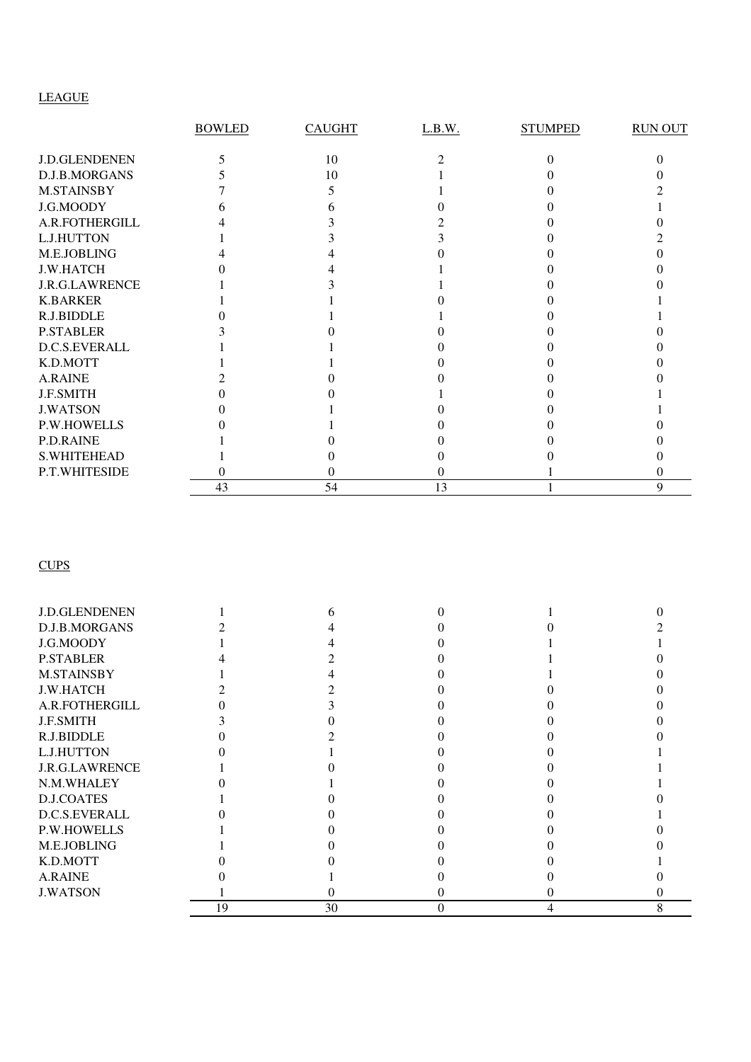LEAGUE

| | BOWLED | CAUGHT | L.B.W. | STUMPED | RUN OUT |
|---|---|---|---|---|---|
| J.D.GLENDENEN | 5 | 10 | 2 | 0 | 0 |
| D.J.B.MORGANS | 5 | 10 | 1 | 0 | 0 |
| M.STAINSBY | 7 | 5 | 1 | 0 | 2 |
| J.G.MOODY | 6 | 6 | 0 | 0 | 1 |
| A.R.FOTHERGILL | 4 | 3 | 2 | 0 | 0 |
| L.J.HUTTON | 1 | 3 | 3 | 0 | 2 |
| M.E.JOBLING | 4 | 4 | 0 | 0 | 0 |
| J.W.HATCH | 0 | 4 | 1 | 0 | 0 |
| J.R.G.LAWRENCE | 1 | 3 | 1 | 0 | 0 |
| K.BARKER | 1 | 1 | 0 | 0 | 1 |
| R.J.BIDDLE | 0 | 1 | 1 | 0 | 1 |
| P.STABLER | 3 | 0 | 0 | 0 | 0 |
| D.C.S.EVERALL | 1 | 1 | 0 | 0 | 0 |
| K.D.MOTT | 1 | 1 | 0 | 0 | 0 |
| A.RAINE | 2 | 0 | 0 | 0 | 0 |
| J.F.SMITH | 0 | 0 | 1 | 0 | 1 |
| J.WATSON | 0 | 1 | 0 | 0 | 1 |
| P.W.HOWELLS | 0 | 1 | 0 | 0 | 0 |
| P.D.RAINE | 1 | 0 | 0 | 0 | 0 |
| S.WHITEHEAD | 1 | 0 | 0 | 0 | 0 |
| P.T.WHITESIDE | 0 | 0 | 0 | 1 | 0 |
| | 43 | 54 | 13 | 1 | 9 |

CUPS

| | BOWLED | CAUGHT | L.B.W. | STUMPED | RUN OUT |
|---|---|---|---|---|---|
| J.D.GLENDENEN | 1 | 6 | 0 | 1 | 0 |
| D.J.B.MORGANS | 2 | 4 | 0 | 0 | 2 |
| J.G.MOODY | 1 | 4 | 0 | 1 | 1 |
| P.STABLER | 4 | 2 | 0 | 1 | 0 |
| M.STAINSBY | 1 | 4 | 0 | 1 | 0 |
| J.W.HATCH | 2 | 2 | 0 | 0 | 0 |
| A.R.FOTHERGILL | 0 | 3 | 0 | 0 | 0 |
| J.F.SMITH | 3 | 0 | 0 | 0 | 0 |
| R.J.BIDDLE | 0 | 2 | 0 | 0 | 0 |
| L.J.HUTTON | 0 | 1 | 0 | 0 | 1 |
| J.R.G.LAWRENCE | 1 | 0 | 0 | 0 | 1 |
| N.M.WHALEY | 0 | 1 | 0 | 0 | 1 |
| D.J.COATES | 1 | 0 | 0 | 0 | 0 |
| D.C.S.EVERALL | 0 | 0 | 0 | 0 | 1 |
| P.W.HOWELLS | 1 | 0 | 0 | 0 | 0 |
| M.E.JOBLING | 1 | 0 | 0 | 0 | 0 |
| K.D.MOTT | 0 | 0 | 0 | 0 | 1 |
| A.RAINE | 0 | 1 | 0 | 0 | 0 |
| J.WATSON | 1 | 0 | 0 | 0 | 0 |
| | 19 | 30 | 0 | 4 | 8 |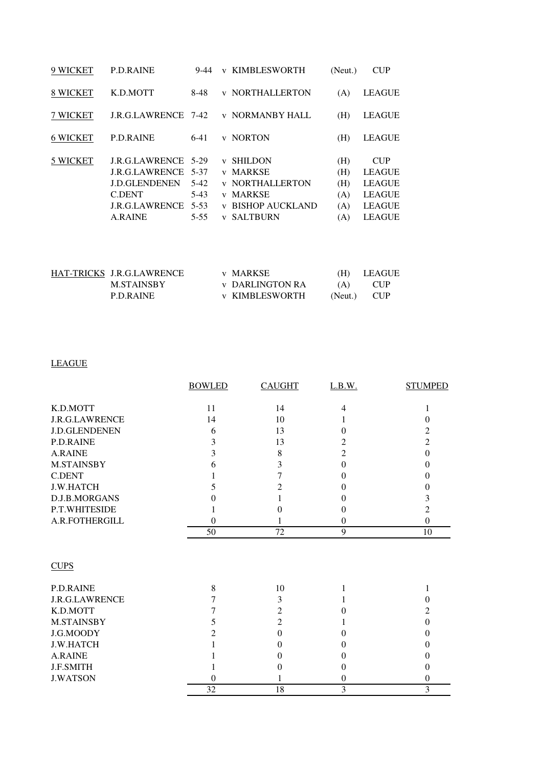| | | | | | |
|---|---|---|---|---|---|
| 9 WICKET | P.D.RAINE | 9-44 | v KIMBLESWORTH | (Neut.) | CUP |
| 8 WICKET | K.D.MOTT | 8-48 | v NORTHALLERTON | (A) | LEAGUE |
| 7 WICKET | J.R.G.LAWRENCE | 7-42 | v NORMANBY HALL | (H) | LEAGUE |
| 6 WICKET | P.D.RAINE | 6-41 | v NORTON | (H) | LEAGUE |
| 5 WICKET | J.R.G.LAWRENCE | 5-29 | v SHILDON | (H) | CUP |
| | J.R.G.LAWRENCE | 5-37 | v MARKSE | (H) | LEAGUE |
| | J.D.GLENDENEN | 5-42 | v NORTHALLERTON | (H) | LEAGUE |
| | C.DENT | 5-43 | v MARKSE | (A) | LEAGUE |
| | J.R.G.LAWRENCE | 5-53 | v BISHOP AUCKLAND | (A) | LEAGUE |
| | A.RAINE | 5-55 | v SALTBURN | (A) | LEAGUE |

| | | | | |
|---|---|---|---|---|
| HAT-TRICKS | J.R.G.LAWRENCE | v MARKSE | (H) | LEAGUE |
| | M.STAINSBY | v DARLINGTON RA | (A) | CUP |
| | P.D.RAINE | v KIMBLESWORTH | (Neut.) | CUP |

LEAGUE

| | BOWLED | CAUGHT | L.B.W. | STUMPED |
|---|---|---|---|---|
| K.D.MOTT | 11 | 14 | 4 | 1 |
| J.R.G.LAWRENCE | 14 | 10 | 1 | 0 |
| J.D.GLENDENEN | 6 | 13 | 0 | 2 |
| P.D.RAINE | 3 | 13 | 2 | 2 |
| A.RAINE | 3 | 8 | 2 | 0 |
| M.STAINSBY | 6 | 3 | 0 | 0 |
| C.DENT | 1 | 7 | 0 | 0 |
| J.W.HATCH | 5 | 2 | 0 | 0 |
| D.J.B.MORGANS | 0 | 1 | 0 | 3 |
| P.T.WHITESIDE | 1 | 0 | 0 | 2 |
| A.R.FOTHERGILL | 0 | 1 | 0 | 0 |
| | 50 | 72 | 9 | 10 |

CUPS

| | BOWLED | CAUGHT | L.B.W. | STUMPED |
|---|---|---|---|---|
| P.D.RAINE | 8 | 10 | 1 | 1 |
| J.R.G.LAWRENCE | 7 | 3 | 1 | 0 |
| K.D.MOTT | 7 | 2 | 0 | 2 |
| M.STAINSBY | 5 | 2 | 1 | 0 |
| J.G.MOODY | 2 | 0 | 0 | 0 |
| J.W.HATCH | 1 | 0 | 0 | 0 |
| A.RAINE | 1 | 0 | 0 | 0 |
| J.F.SMITH | 1 | 0 | 0 | 0 |
| J.WATSON | 0 | 1 | 0 | 0 |
| | 32 | 18 | 3 | 3 |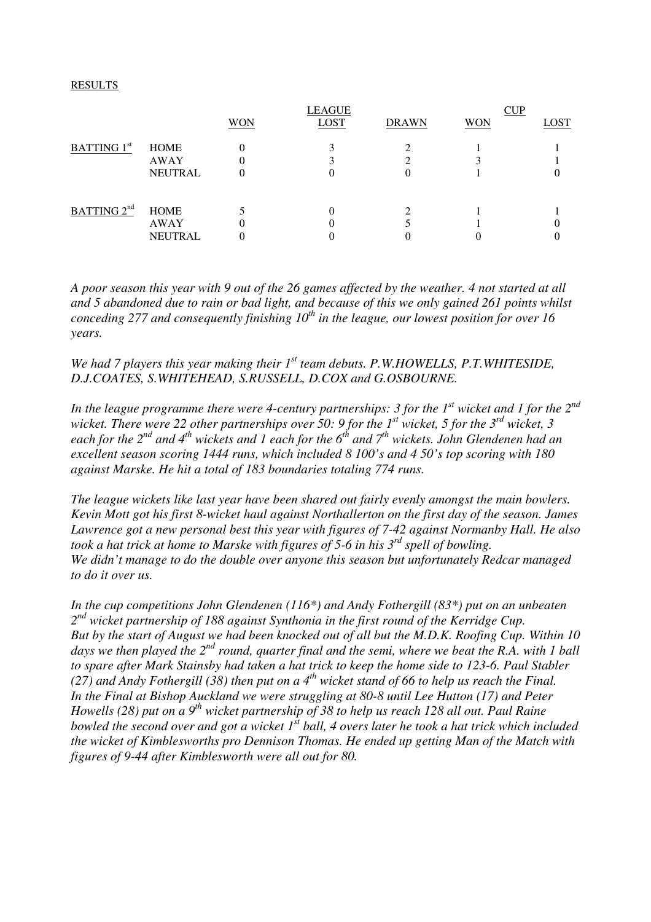RESULTS

| | | LEAGUE | | | CUP | |
|---|---|---|---|---|---|---|
| | | WON | LOST | DRAWN | WON | LOST |
| BATTING 1st | HOME | 0 | 3 | 2 | 1 | 1 |
| | AWAY | 0 | 3 | 2 | 3 | 1 |
| | NEUTRAL | 0 | 0 | 0 | 1 | 0 |
| BATTING 2nd | HOME | 5 | 0 | 2 | 1 | 1 |
| | AWAY | 0 | 0 | 5 | 1 | 0 |
| | NEUTRAL | 0 | 0 | 0 | 0 | 0 |

*A poor season this year with 9 out of the 26 games affected by the weather. 4 not started at all and 5 abandoned due to rain or bad light, and because of this we only gained 261 points whilst conceding 277 and consequently finishing 10th in the league, our lowest position for over 16 years.*

*We had 7 players this year making their 1st team debuts. P.W.HOWELLS, P.T.WHITESIDE, D.J.COATES, S.WHITEHEAD, S.RUSSELL, D.COX and G.OSBOURNE.*

*In the league programme there were 4-century partnerships: 3 for the 1st wicket and 1 for the 2nd wicket. There were 22 other partnerships over 50: 9 for the 1st wicket, 5 for the 3rd wicket, 3 each for the 2nd and 4th wickets and 1 each for the 6th and 7th wickets. John Glendenen had an excellent season scoring 1444 runs, which included 8 100's and 4 50's top scoring with 180 against Marske. He hit a total of 183 boundaries totaling 774 runs.*

*The league wickets like last year have been shared out fairly evenly amongst the main bowlers. Kevin Mott got his first 8-wicket haul against Northallerton on the first day of the season. James Lawrence got a new personal best this year with figures of 7-42 against Normanby Hall. He also took a hat trick at home to Marske with figures of 5-6 in his 3rd spell of bowling. We didn't manage to do the double over anyone this season but unfortunately Redcar managed to do it over us.*

*In the cup competitions John Glendenen (116*) and Andy Fothergill (83*) put on an unbeaten 2nd wicket partnership of 188 against Synthonia in the first round of the Kerridge Cup. But by the start of August we had been knocked out of all but the M.D.K. Roofing Cup. Within 10 days we then played the 2nd round, quarter final and the semi, where we beat the R.A. with 1 ball to spare after Mark Stainsby had taken a hat trick to keep the home side to 123-6. Paul Stabler (27) and Andy Fothergill (38) then put on a 4th wicket stand of 66 to help us reach the Final. In the Final at Bishop Auckland we were struggling at 80-8 until Lee Hutton (17) and Peter Howells (28) put on a 9th wicket partnership of 38 to help us reach 128 all out. Paul Raine bowled the second over and got a wicket 1st ball, 4 overs later he took a hat trick which included the wicket of Kimblesworths pro Dennison Thomas. He ended up getting Man of the Match with figures of 9-44 after Kimblesworth were all out for 80.*